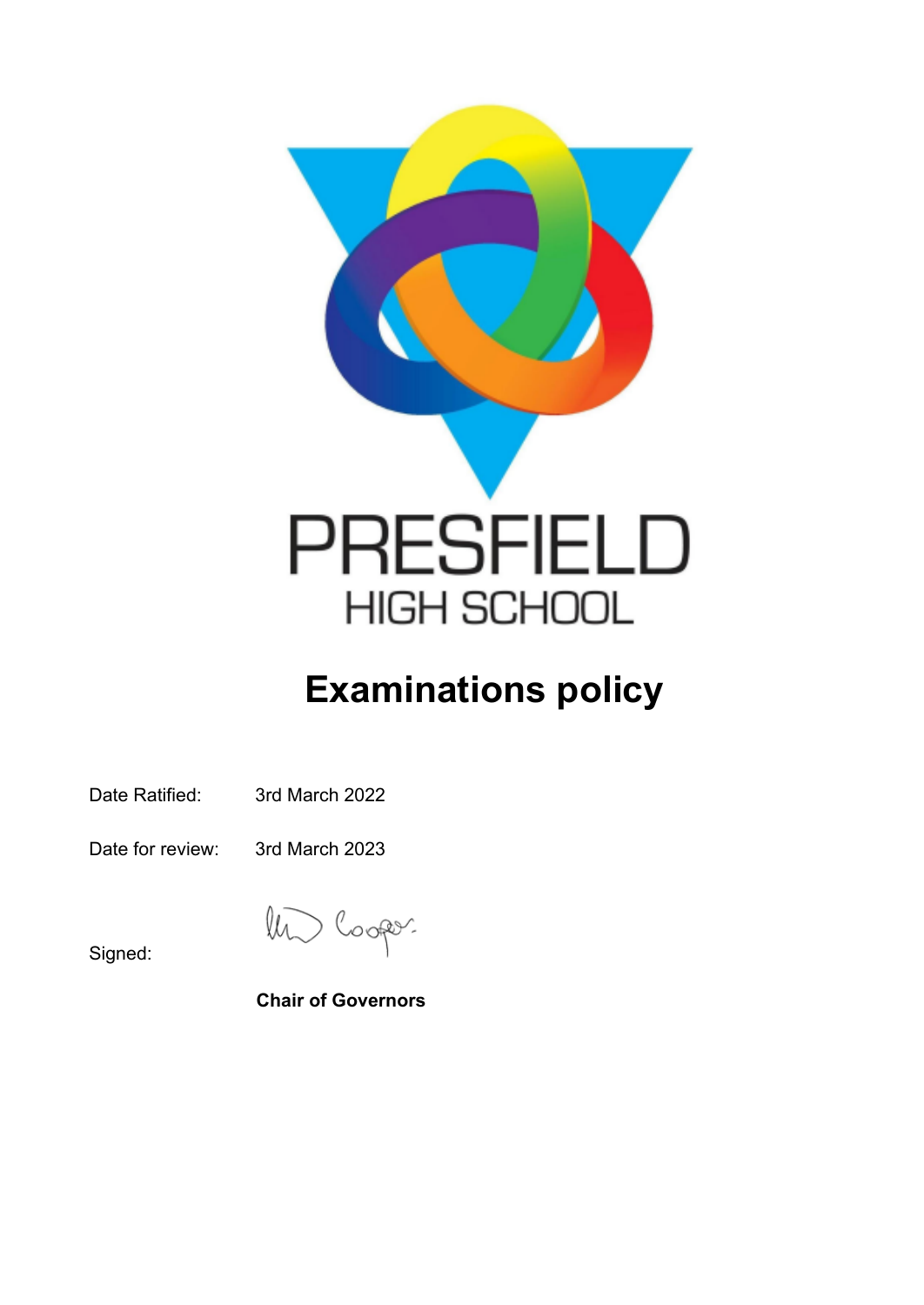PRESFIELD

HIGH SCHOOL

# Examinations policy

Date Ratified: 3rd March 2022

Date for review: 3rd March 2023

Signed:

**Chair of Governors**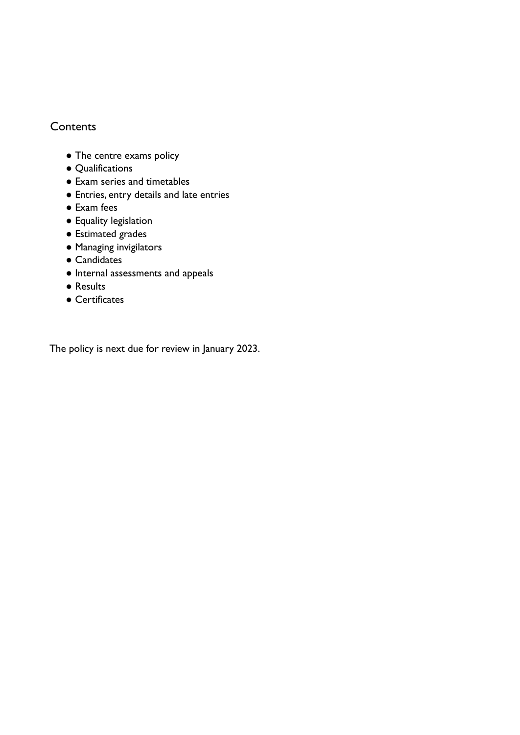## Contents

- The centre exams policy
- Qualifications
- Exam series and timetables
- Entries, entry details and late entries
- Exam fees
- Equality legislation
- Estimated grades
- Managing invigilators
- Candidates
- Internal assessments and appeals
- Results
- Certificates

The policy is next due for review in January 2023.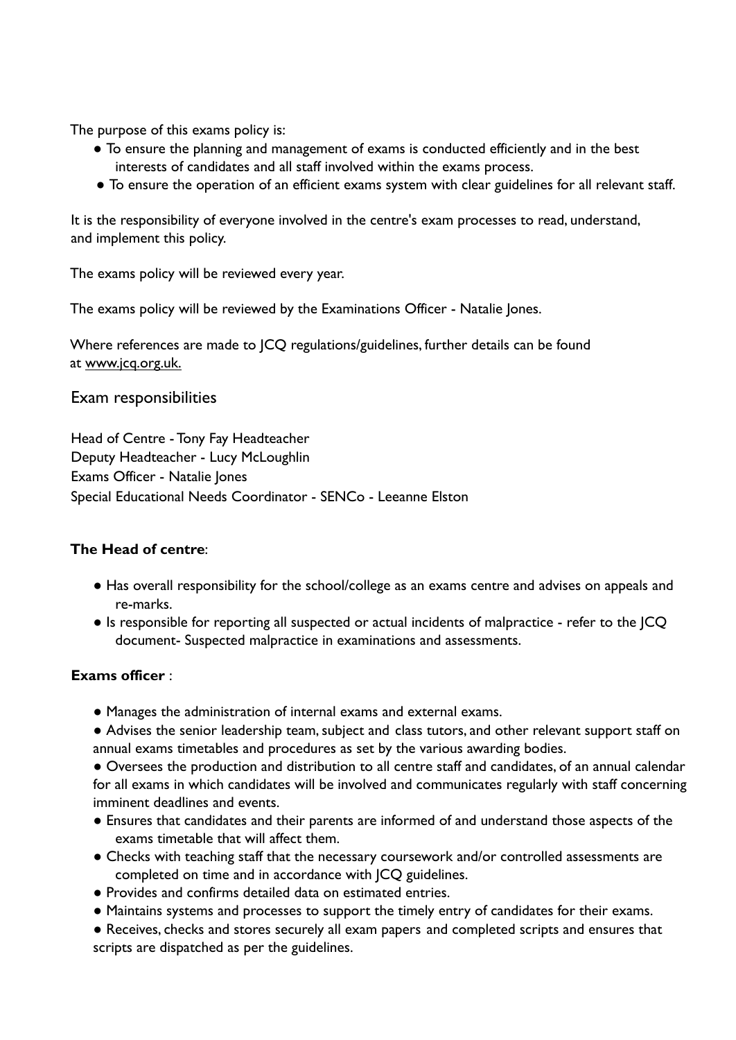The purpose of this exams policy is:

- To ensure the planning and management of exams is conducted efficiently and in the best interests of candidates and all staff involved within the exams process.
- To ensure the operation of an efficient exams system with clear guidelines for all relevant staff.

It is the responsibility of everyone involved in the centre's exam processes to read, understand, and implement this policy.

The exams policy will be reviewed every year.

The exams policy will be reviewed by the Examinations Officer - Natalie Jones.

Where references are made to JCQ regulations/guidelines, further details can be found at www.jcq.org.uk.

## Exam responsibilities

Head of Centre - Tony Fay Headteacher
Deputy Headteacher - Lucy McLoughlin
Exams Officer - Natalie Jones
Special Educational Needs Coordinator - SENCo - Leeanne Elston

**The Head of centre**:

- Has overall responsibility for the school/college as an exams centre and advises on appeals and re-marks.
- Is responsible for reporting all suspected or actual incidents of malpractice - refer to the JCQ document- Suspected malpractice in examinations and assessments.

**Exams officer** :

- Manages the administration of internal exams and external exams.
- Advises the senior leadership team, subject and class tutors, and other relevant support staff on annual exams timetables and procedures as set by the various awarding bodies.
- Oversees the production and distribution to all centre staff and candidates, of an annual calendar for all exams in which candidates will be involved and communicates regularly with staff concerning imminent deadlines and events.
- Ensures that candidates and their parents are informed of and understand those aspects of the exams timetable that will affect them.
- Checks with teaching staff that the necessary coursework and/or controlled assessments are completed on time and in accordance with JCQ guidelines.
- Provides and confirms detailed data on estimated entries.
- Maintains systems and processes to support the timely entry of candidates for their exams.
- Receives, checks and stores securely all exam papers and completed scripts and ensures that scripts are dispatched as per the guidelines.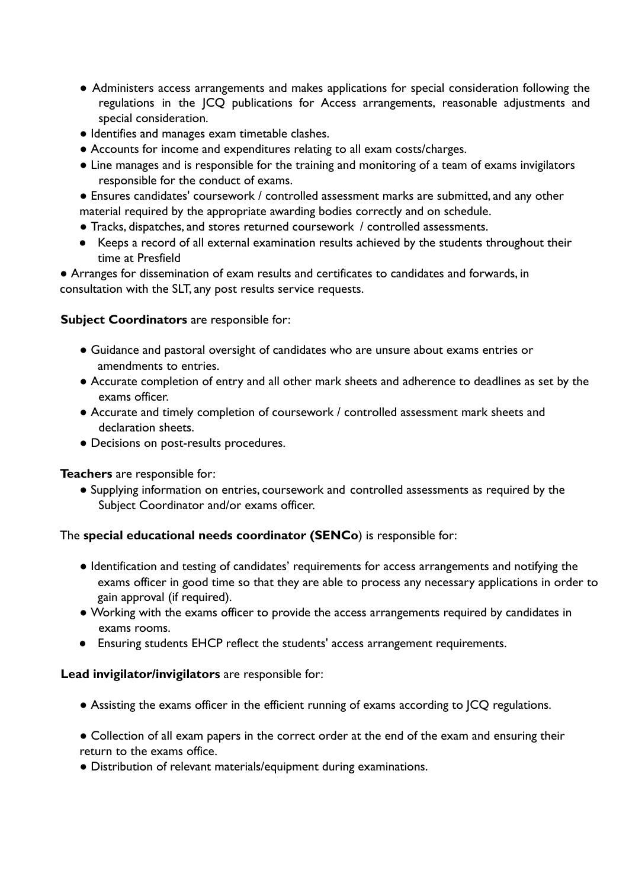- Administers access arrangements and makes applications for special consideration following the regulations in the JCQ publications for Access arrangements, reasonable adjustments and special consideration.
- Identifies and manages exam timetable clashes.
- Accounts for income and expenditures relating to all exam costs/charges.
- Line manages and is responsible for the training and monitoring of a team of exams invigilators responsible for the conduct of exams.
- Ensures candidates' coursework / controlled assessment marks are submitted, and any other material required by the appropriate awarding bodies correctly and on schedule.
- Tracks, dispatches, and stores returned coursework / controlled assessments.
- Keeps a record of all external examination results achieved by the students throughout their time at Presfield
- Arranges for dissemination of exam results and certificates to candidates and forwards, in consultation with the SLT, any post results service requests.

**Subject Coordinators** are responsible for:

- Guidance and pastoral oversight of candidates who are unsure about exams entries or amendments to entries.
- Accurate completion of entry and all other mark sheets and adherence to deadlines as set by the exams officer.
- Accurate and timely completion of coursework / controlled assessment mark sheets and declaration sheets.
- Decisions on post-results procedures.

**Teachers** are responsible for:

- Supplying information on entries, coursework and controlled assessments as required by the Subject Coordinator and/or exams officer.

The **special educational needs coordinator (SENCo**) is responsible for:

- Identification and testing of candidates' requirements for access arrangements and notifying the exams officer in good time so that they are able to process any necessary applications in order to gain approval (if required).
- Working with the exams officer to provide the access arrangements required by candidates in exams rooms.
- Ensuring students EHCP reflect the students' access arrangement requirements.

**Lead invigilator/invigilators** are responsible for:

- Assisting the exams officer in the efficient running of exams according to JCQ regulations.
- Collection of all exam papers in the correct order at the end of the exam and ensuring their return to the exams office.
- Distribution of relevant materials/equipment during examinations.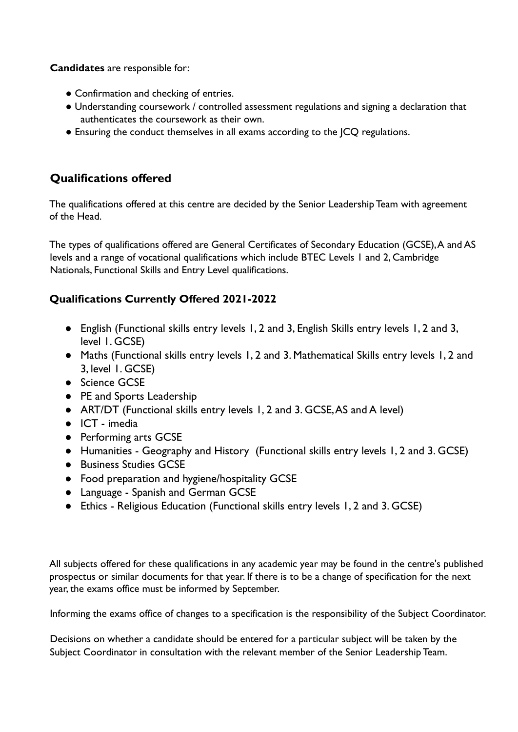**Candidates** are responsible for:

- Confirmation and checking of entries.
- Understanding coursework / controlled assessment regulations and signing a declaration that authenticates the coursework as their own.
- Ensuring the conduct themselves in all exams according to the JCQ regulations.

## Qualifications offered

The qualifications offered at this centre are decided by the Senior Leadership Team with agreement of the Head.

The types of qualifications offered are General Certificates of Secondary Education (GCSE), A and AS levels and a range of vocational qualifications which include BTEC Levels 1 and 2, Cambridge Nationals, Functional Skills and Entry Level qualifications.

### Qualifications Currently Offered 2021-2022

- English (Functional skills entry levels 1, 2 and 3, English Skills entry levels 1, 2 and 3, level 1. GCSE)
- Maths (Functional skills entry levels 1, 2 and 3. Mathematical Skills entry levels 1, 2 and 3, level 1. GCSE)
- Science GCSE
- PE and Sports Leadership
- ART/DT (Functional skills entry levels 1, 2 and 3. GCSE, AS and A level)
- ICT - imedia
- Performing arts GCSE
- Humanities - Geography and History (Functional skills entry levels 1, 2 and 3. GCSE)
- Business Studies GCSE
- Food preparation and hygiene/hospitality GCSE
- Language - Spanish and German GCSE
- Ethics - Religious Education (Functional skills entry levels 1, 2 and 3. GCSE)

All subjects offered for these qualifications in any academic year may be found in the centre's published prospectus or similar documents for that year. If there is to be a change of specification for the next year, the exams office must be informed by September.

Informing the exams office of changes to a specification is the responsibility of the Subject Coordinator.

Decisions on whether a candidate should be entered for a particular subject will be taken by the Subject Coordinator in consultation with the relevant member of the Senior Leadership Team.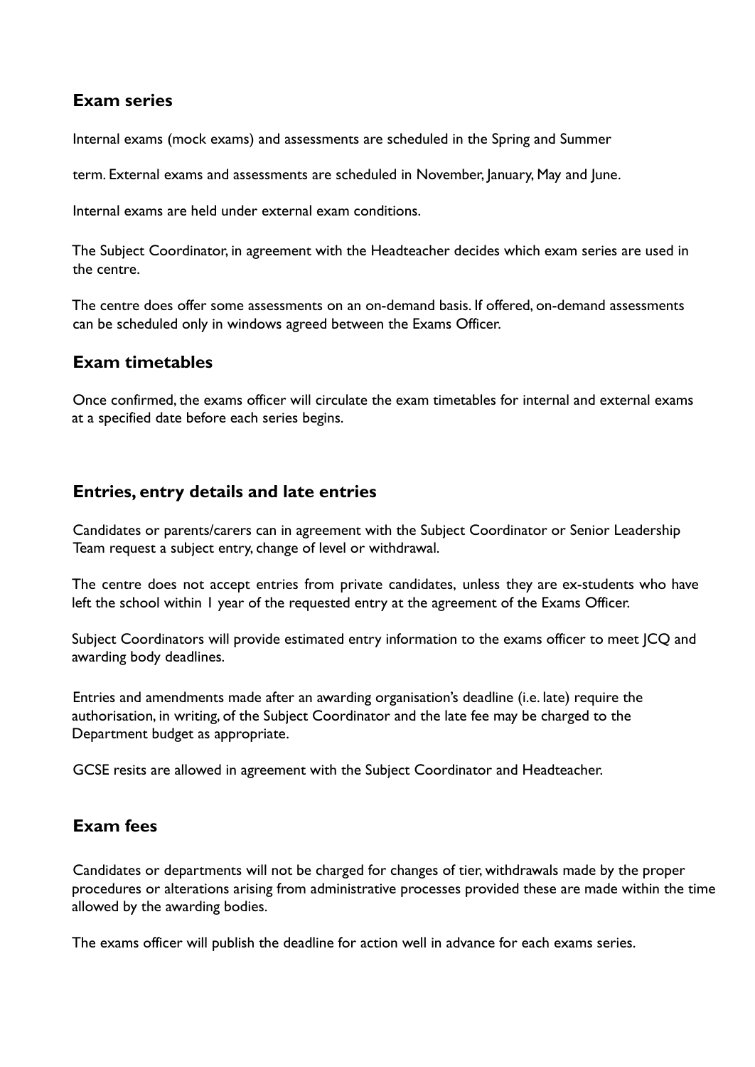## Exam series

Internal exams (mock exams) and assessments are scheduled in the Spring and Summer

term. External exams and assessments are scheduled in November, January, May and June.

Internal exams are held under external exam conditions.

The Subject Coordinator, in agreement with the Headteacher decides which exam series are used in the centre.

The centre does offer some assessments on an on-demand basis. If offered, on-demand assessments can be scheduled only in windows agreed between the Exams Officer.

## Exam timetables

Once confirmed, the exams officer will circulate the exam timetables for internal and external exams at a specified date before each series begins.

## Entries, entry details and late entries

Candidates or parents/carers can in agreement with the Subject Coordinator or Senior Leadership Team request a subject entry, change of level or withdrawal.

The centre does not accept entries from private candidates, unless they are ex-students who have left the school within 1 year of the requested entry at the agreement of the Exams Officer.

Subject Coordinators will provide estimated entry information to the exams officer to meet JCQ and awarding body deadlines.

Entries and amendments made after an awarding organisation's deadline (i.e. late) require the authorisation, in writing, of the Subject Coordinator and the late fee may be charged to the Department budget as appropriate.

GCSE resits are allowed in agreement with the Subject Coordinator and Headteacher.

## Exam fees

Candidates or departments will not be charged for changes of tier, withdrawals made by the proper procedures or alterations arising from administrative processes provided these are made within the time allowed by the awarding bodies.

The exams officer will publish the deadline for action well in advance for each exams series.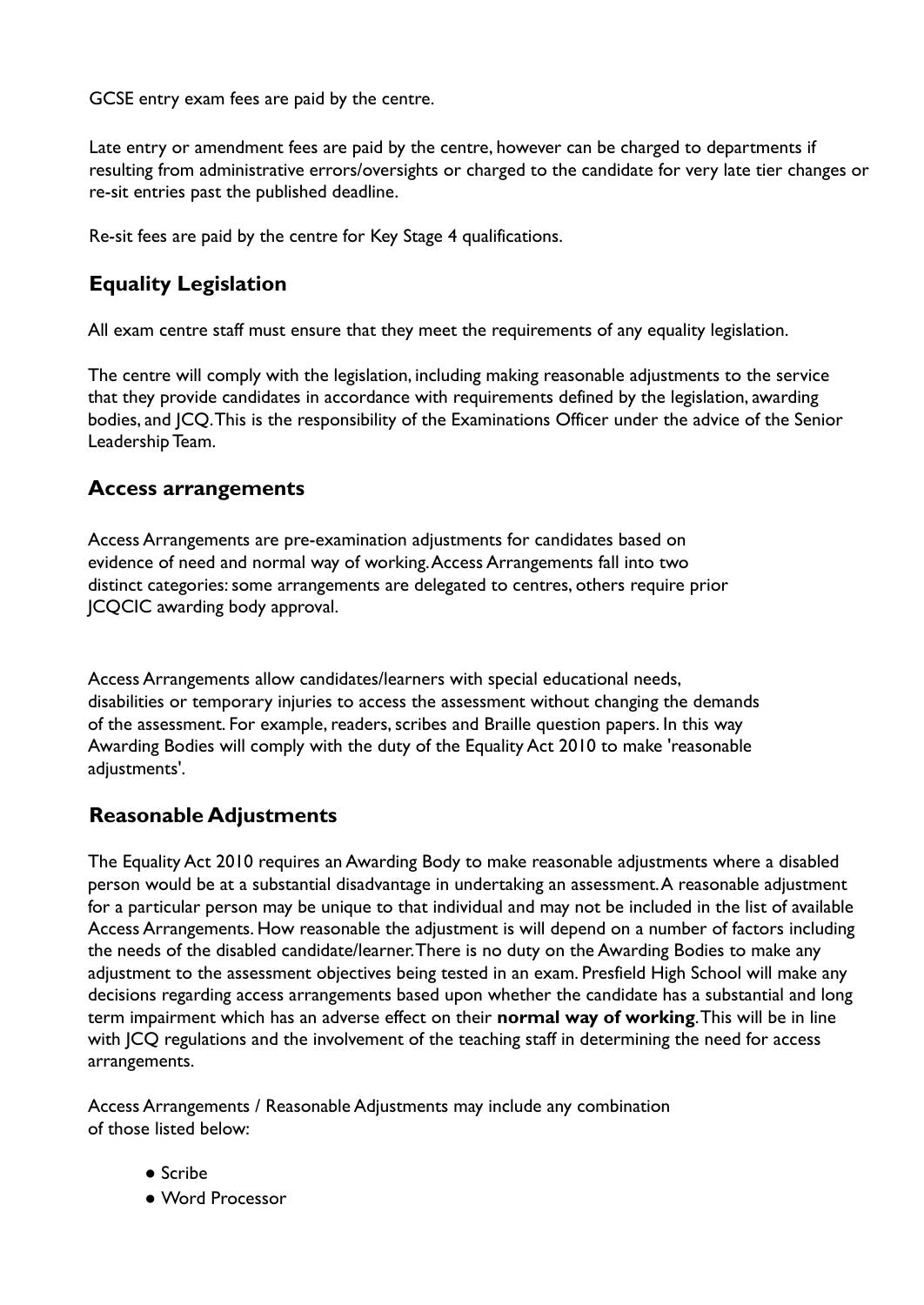GCSE entry exam fees are paid by the centre.

Late entry or amendment fees are paid by the centre, however can be charged to departments if resulting from administrative errors/oversights or charged to the candidate for very late tier changes or re-sit entries past the published deadline.

Re-sit fees are paid by the centre for Key Stage 4 qualifications.

## Equality Legislation

All exam centre staff must ensure that they meet the requirements of any equality legislation.

The centre will comply with the legislation, including making reasonable adjustments to the service that they provide candidates in accordance with requirements defined by the legislation, awarding bodies, and JCQ. This is the responsibility of the Examinations Officer under the advice of the Senior Leadership Team.

## Access arrangements

Access Arrangements are pre-examination adjustments for candidates based on evidence of need and normal way of working. Access Arrangements fall into two distinct categories: some arrangements are delegated to centres, others require prior JCQCIC awarding body approval.

Access Arrangements allow candidates/learners with special educational needs, disabilities or temporary injuries to access the assessment without changing the demands of the assessment. For example, readers, scribes and Braille question papers. In this way Awarding Bodies will comply with the duty of the Equality Act 2010 to make 'reasonable adjustments'.

## Reasonable Adjustments

The Equality Act 2010 requires an Awarding Body to make reasonable adjustments where a disabled person would be at a substantial disadvantage in undertaking an assessment. A reasonable adjustment for a particular person may be unique to that individual and may not be included in the list of available Access Arrangements. How reasonable the adjustment is will depend on a number of factors including the needs of the disabled candidate/learner. There is no duty on the Awarding Bodies to make any adjustment to the assessment objectives being tested in an exam. Presfield High School will make any decisions regarding access arrangements based upon whether the candidate has a substantial and long term impairment which has an adverse effect on their **normal way of working**. This will be in line with JCQ regulations and the involvement of the teaching staff in determining the need for access arrangements.

Access Arrangements / Reasonable Adjustments may include any combination of those listed below:

- Scribe
- Word Processor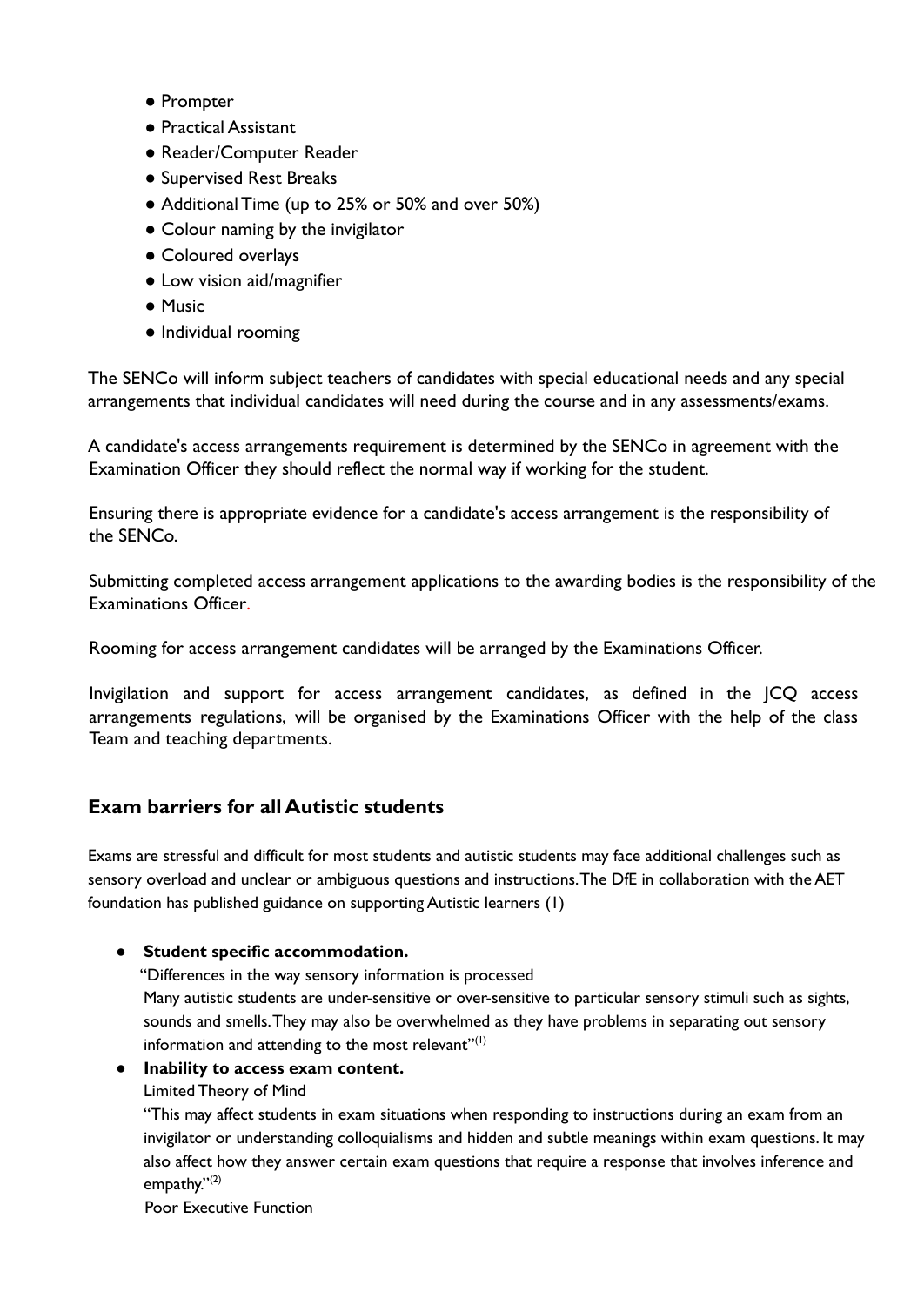- Prompter
- Practical Assistant
- Reader/Computer Reader
- Supervised Rest Breaks
- Additional Time (up to 25% or 50% and over 50%)
- Colour naming by the invigilator
- Coloured overlays
- Low vision aid/magnifier
- Music
- Individual rooming

The SENCo will inform subject teachers of candidates with special educational needs and any special arrangements that individual candidates will need during the course and in any assessments/exams.

A candidate's access arrangements requirement is determined by the SENCo in agreement with the Examination Officer they should reflect the normal way if working for the student.

Ensuring there is appropriate evidence for a candidate's access arrangement is the responsibility of the SENCo.

Submitting completed access arrangement applications to the awarding bodies is the responsibility of the Examinations Officer.

Rooming for access arrangement candidates will be arranged by the Examinations Officer.

Invigilation and support for access arrangement candidates, as defined in the JCQ access arrangements regulations, will be organised by the Examinations Officer with the help of the class Team and teaching departments.

## Exam barriers for all Autistic students

Exams are stressful and difficult for most students and autistic students may face additional challenges such as sensory overload and unclear or ambiguous questions and instructions. The DfE in collaboration with the AET foundation has published guidance on supporting Autistic learners (1)

- **Student specific accommodation.**
  "Differences in the way sensory information is processed
  Many autistic students are under-sensitive or over-sensitive to particular sensory stimuli such as sights, sounds and smells. They may also be overwhelmed as they have problems in separating out sensory information and attending to the most relevant"[1]
- **Inability to access exam content.**
  Limited Theory of Mind
  "This may affect students in exam situations when responding to instructions during an exam from an invigilator or understanding colloquialisms and hidden and subtle meanings within exam questions. It may also affect how they answer certain exam questions that require a response that involves inference and empathy."[2]
  Poor Executive Function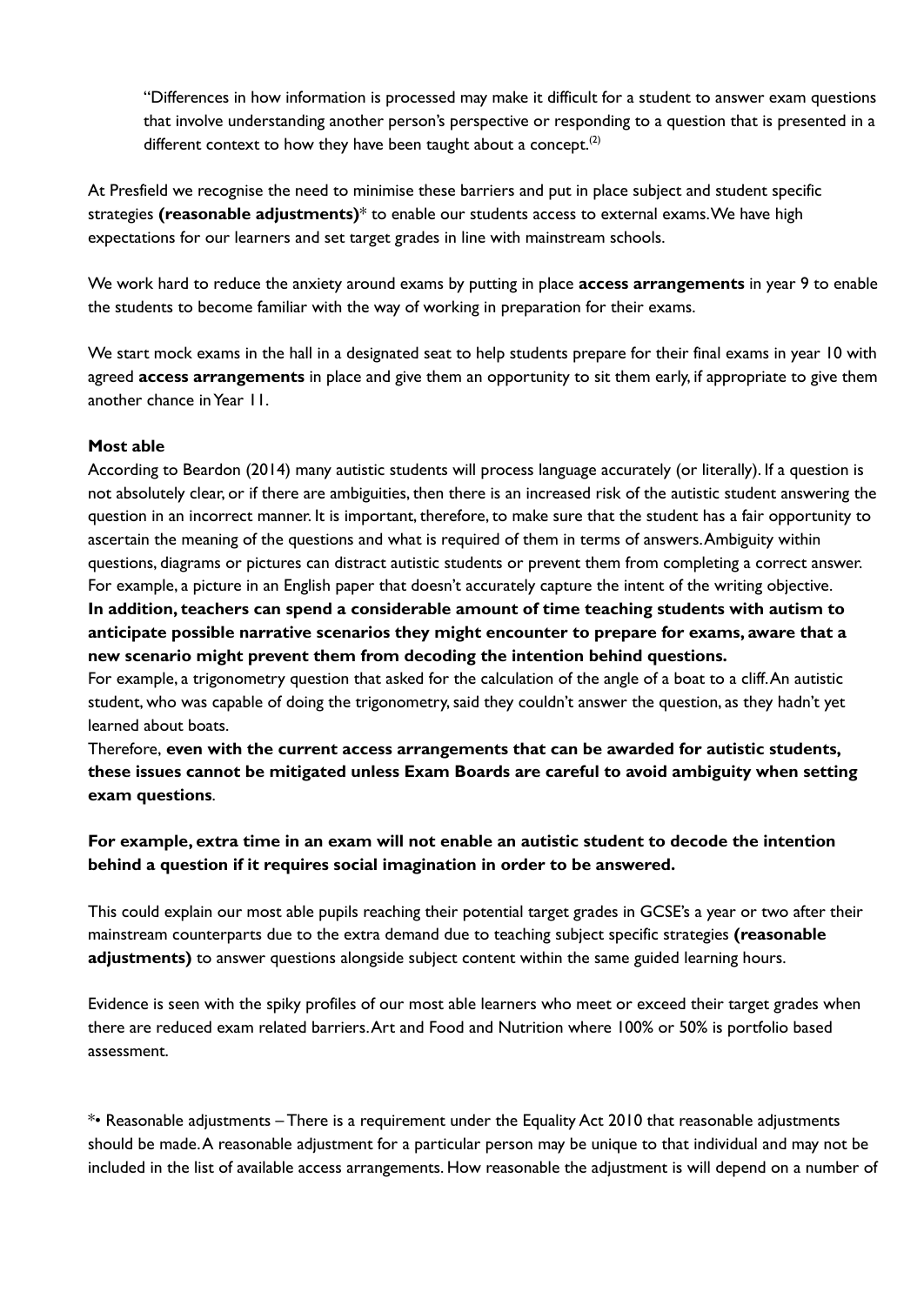"Differences in how information is processed may make it difficult for a student to answer exam questions that involve understanding another person's perspective or responding to a question that is presented in a different context to how they have been taught about a concept.[2]

At Presfield we recognise the need to minimise these barriers and put in place subject and student specific strategies **(reasonable adjustments)*** to enable our students access to external exams. We have high expectations for our learners and set target grades in line with mainstream schools.

We work hard to reduce the anxiety around exams by putting in place **access arrangements** in year 9 to enable the students to become familiar with the way of working in preparation for their exams.

We start mock exams in the hall in a designated seat to help students prepare for their final exams in year 10 with agreed **access arrangements** in place and give them an opportunity to sit them early, if appropriate to give them another chance in Year 11.

**Most able**

According to Beardon (2014) many autistic students will process language accurately (or literally). If a question is not absolutely clear, or if there are ambiguities, then there is an increased risk of the autistic student answering the question in an incorrect manner. It is important, therefore, to make sure that the student has a fair opportunity to ascertain the meaning of the questions and what is required of them in terms of answers. Ambiguity within questions, diagrams or pictures can distract autistic students or prevent them from completing a correct answer. For example, a picture in an English paper that doesn't accurately capture the intent of the writing objective.
**In addition, teachers can spend a considerable amount of time teaching students with autism to anticipate possible narrative scenarios they might encounter to prepare for exams, aware that a new scenario might prevent them from decoding the intention behind questions.**
For example, a trigonometry question that asked for the calculation of the angle of a boat to a cliff. An autistic student, who was capable of doing the trigonometry, said they couldn't answer the question, as they hadn't yet learned about boats.
Therefore, **even with the current access arrangements that can be awarded for autistic students, these issues cannot be mitigated unless Exam Boards are careful to avoid ambiguity when setting exam questions**.

**For example, extra time in an exam will not enable an autistic student to decode the intention behind a question if it requires social imagination in order to be answered.**

This could explain our most able pupils reaching their potential target grades in GCSE's a year or two after their mainstream counterparts due to the extra demand due to teaching subject specific strategies **(reasonable adjustments)** to answer questions alongside subject content within the same guided learning hours.

Evidence is seen with the spiky profiles of our most able learners who meet or exceed their target grades when there are reduced exam related barriers. Art and Food and Nutrition where 100% or 50% is portfolio based assessment.

*• Reasonable adjustments – There is a requirement under the Equality Act 2010 that reasonable adjustments should be made. A reasonable adjustment for a particular person may be unique to that individual and may not be included in the list of available access arrangements. How reasonable the adjustment is will depend on a number of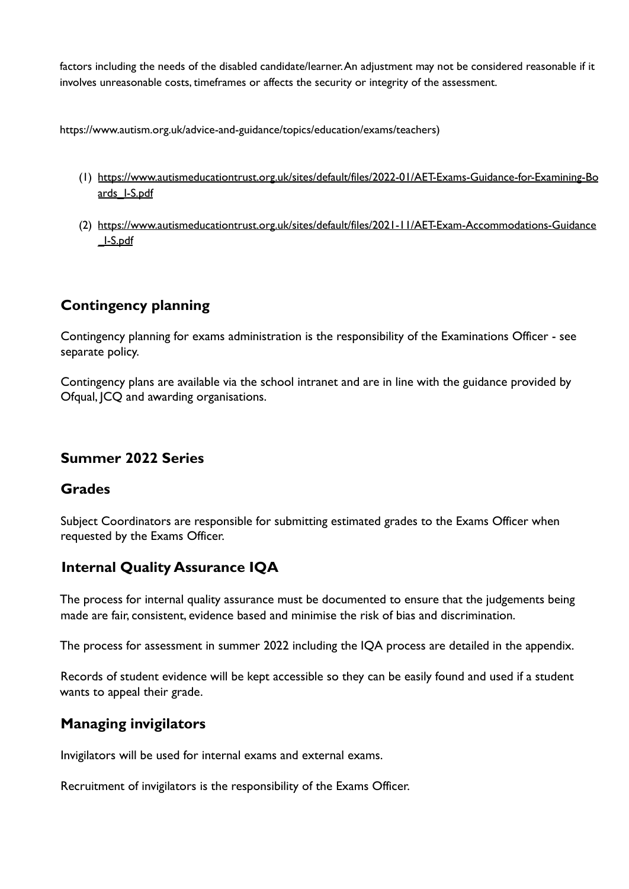factors including the needs of the disabled candidate/learner. An adjustment may not be considered reasonable if it involves unreasonable costs, timeframes or affects the security or integrity of the assessment.

https://www.autism.org.uk/advice-and-guidance/topics/education/exams/teachers)

(1) https://www.autismeducationtrust.org.uk/sites/default/files/2022-01/AET-Exams-Guidance-for-Examining-Boards_1-S.pdf

(2) https://www.autismeducationtrust.org.uk/sites/default/files/2021-11/AET-Exam-Accommodations-Guidance_1-S.pdf

## Contingency planning

Contingency planning for exams administration is the responsibility of the Examinations Officer - see separate policy.

Contingency plans are available via the school intranet and are in line with the guidance provided by Ofqual, JCQ and awarding organisations.

## Summer 2022 Series

## Grades

Subject Coordinators are responsible for submitting estimated grades to the Exams Officer when requested by the Exams Officer.

## Internal Quality Assurance IQA

The process for internal quality assurance must be documented to ensure that the judgements being made are fair, consistent, evidence based and minimise the risk of bias and discrimination.

The process for assessment in summer 2022 including the IQA process are detailed in the appendix.

Records of student evidence will be kept accessible so they can be easily found and used if a student wants to appeal their grade.

## Managing invigilators

Invigilators will be used for internal exams and external exams.

Recruitment of invigilators is the responsibility of the Exams Officer.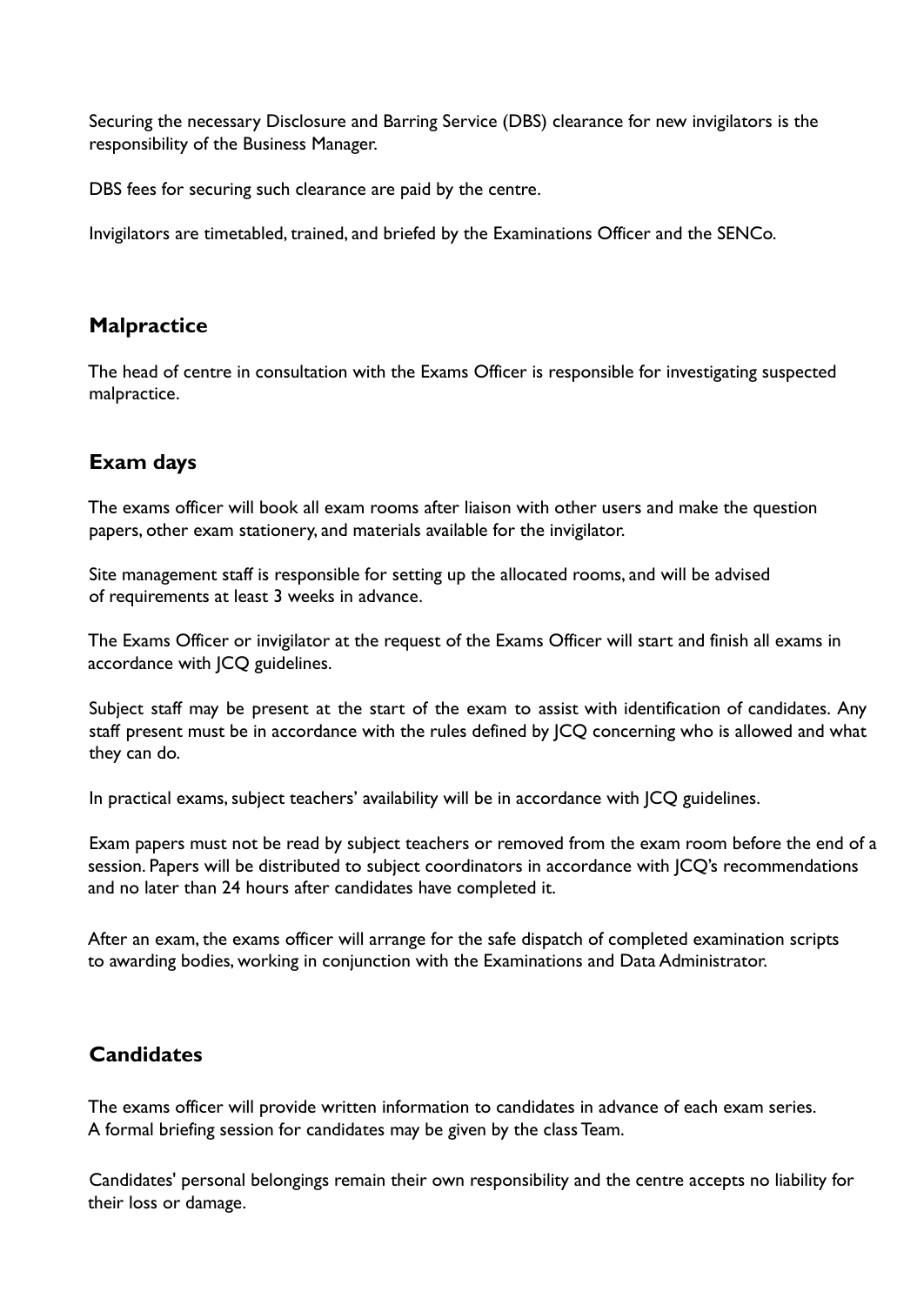Securing the necessary Disclosure and Barring Service (DBS) clearance for new invigilators is the responsibility of the Business Manager.

DBS fees for securing such clearance are paid by the centre.

Invigilators are timetabled, trained, and briefed by the Examinations Officer and the SENCo.

## Malpractice

The head of centre in consultation with the Exams Officer is responsible for investigating suspected malpractice.

## Exam days

The exams officer will book all exam rooms after liaison with other users and make the question papers, other exam stationery, and materials available for the invigilator.

Site management staff is responsible for setting up the allocated rooms, and will be advised of requirements at least 3 weeks in advance.

The Exams Officer or invigilator at the request of the Exams Officer will start and finish all exams in accordance with JCQ guidelines.

Subject staff may be present at the start of the exam to assist with identification of candidates. Any staff present must be in accordance with the rules defined by JCQ concerning who is allowed and what they can do.

In practical exams, subject teachers' availability will be in accordance with JCQ guidelines.

Exam papers must not be read by subject teachers or removed from the exam room before the end of a session. Papers will be distributed to subject coordinators in accordance with JCQ's recommendations and no later than 24 hours after candidates have completed it.

After an exam, the exams officer will arrange for the safe dispatch of completed examination scripts to awarding bodies, working in conjunction with the Examinations and Data Administrator.

## Candidates

The exams officer will provide written information to candidates in advance of each exam series. A formal briefing session for candidates may be given by the class Team.

Candidates' personal belongings remain their own responsibility and the centre accepts no liability for their loss or damage.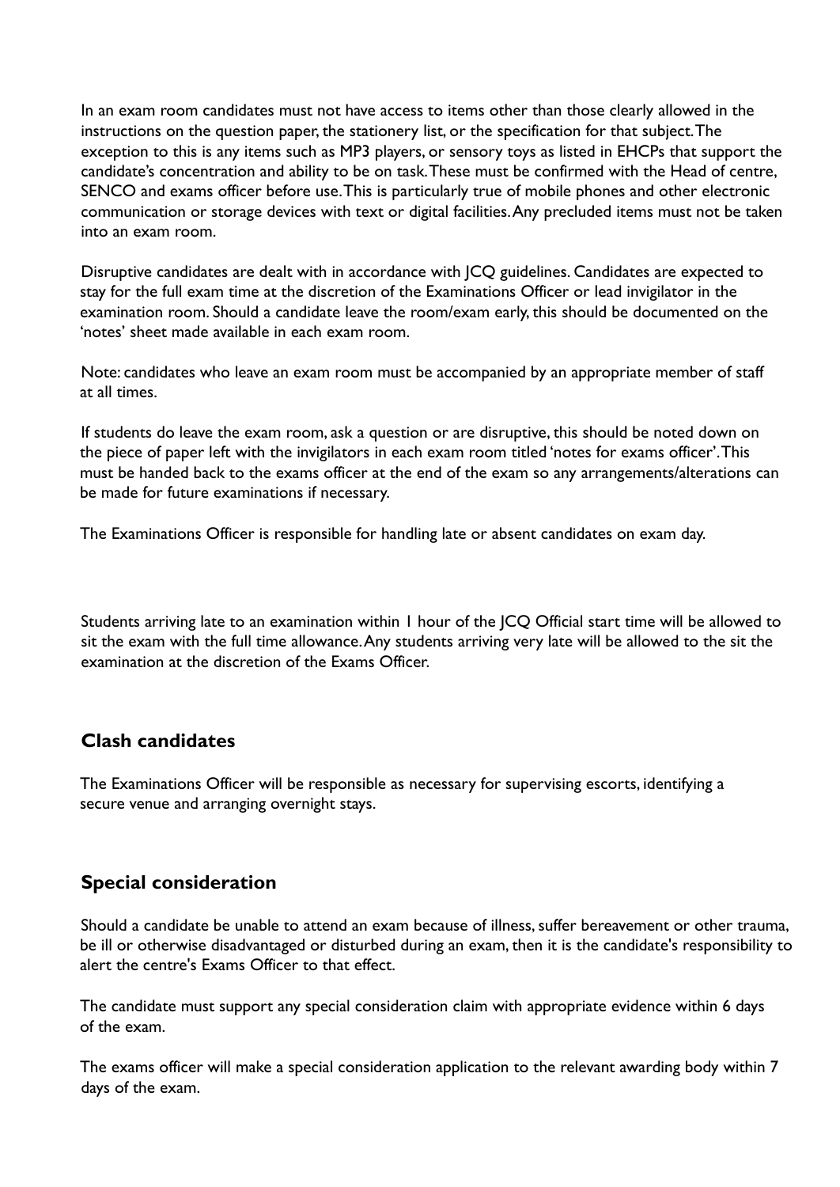In an exam room candidates must not have access to items other than those clearly allowed in the instructions on the question paper, the stationery list, or the specification for that subject. The exception to this is any items such as MP3 players, or sensory toys as listed in EHCPs that support the candidate's concentration and ability to be on task. These must be confirmed with the Head of centre, SENCO and exams officer before use. This is particularly true of mobile phones and other electronic communication or storage devices with text or digital facilities. Any precluded items must not be taken into an exam room.

Disruptive candidates are dealt with in accordance with JCQ guidelines. Candidates are expected to stay for the full exam time at the discretion of the Examinations Officer or lead invigilator in the examination room. Should a candidate leave the room/exam early, this should be documented on the 'notes' sheet made available in each exam room.

Note: candidates who leave an exam room must be accompanied by an appropriate member of staff at all times.

If students do leave the exam room, ask a question or are disruptive, this should be noted down on the piece of paper left with the invigilators in each exam room titled 'notes for exams officer'. This must be handed back to the exams officer at the end of the exam so any arrangements/alterations can be made for future examinations if necessary.

The Examinations Officer is responsible for handling late or absent candidates on exam day.

Students arriving late to an examination within 1 hour of the JCQ Official start time will be allowed to sit the exam with the full time allowance. Any students arriving very late will be allowed to the sit the examination at the discretion of the Exams Officer.

## Clash candidates

The Examinations Officer will be responsible as necessary for supervising escorts, identifying a secure venue and arranging overnight stays.

## Special consideration

Should a candidate be unable to attend an exam because of illness, suffer bereavement or other trauma, be ill or otherwise disadvantaged or disturbed during an exam, then it is the candidate's responsibility to alert the centre's Exams Officer to that effect.

The candidate must support any special consideration claim with appropriate evidence within 6 days of the exam.

The exams officer will make a special consideration application to the relevant awarding body within 7 days of the exam.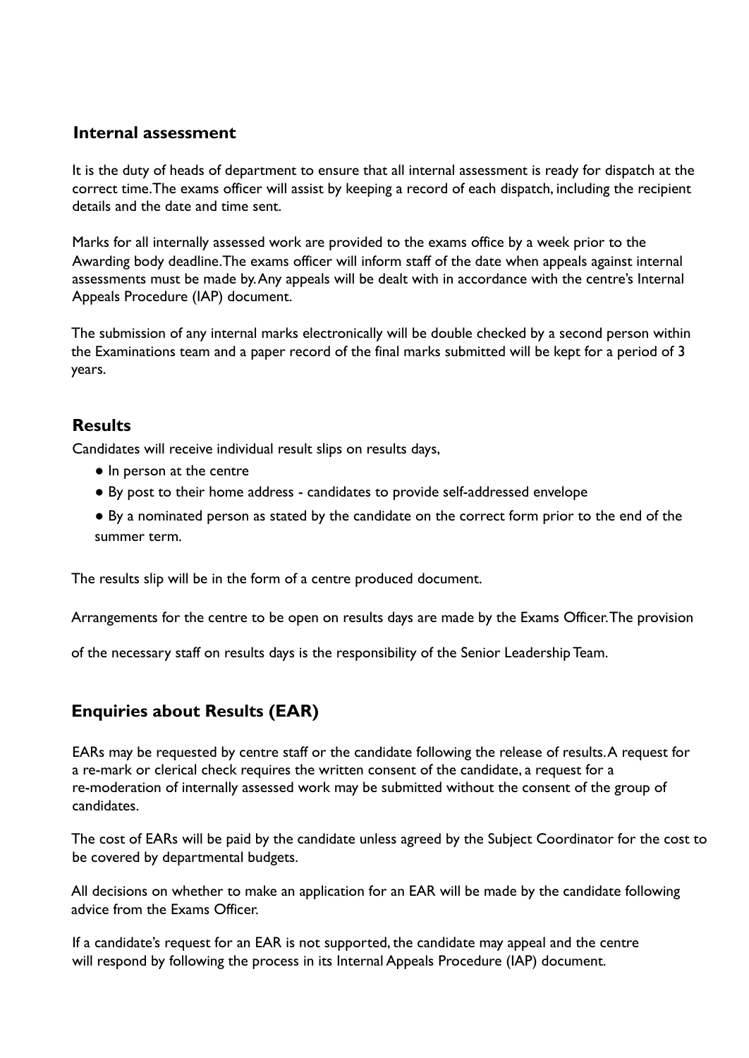## Internal assessment

It is the duty of heads of department to ensure that all internal assessment is ready for dispatch at the correct time.The exams officer will assist by keeping a record of each dispatch, including the recipient details and the date and time sent.

Marks for all internally assessed work are provided to the exams office by a week prior to the Awarding body deadline.The exams officer will inform staff of the date when appeals against internal assessments must be made by.Any appeals will be dealt with in accordance with the centre's Internal Appeals Procedure (IAP) document.

The submission of any internal marks electronically will be double checked by a second person within the Examinations team and a paper record of the final marks submitted will be kept for a period of 3 years.

## Results

Candidates will receive individual result slips on results days,

- In person at the centre
- By post to their home address - candidates to provide self-addressed envelope
- By a nominated person as stated by the candidate on the correct form prior to the end of the summer term.

The results slip will be in the form of a centre produced document.

Arrangements for the centre to be open on results days are made by the Exams Officer.The provision of the necessary staff on results days is the responsibility of the Senior Leadership Team.

## Enquiries about Results (EAR)

EARs may be requested by centre staff or the candidate following the release of results.A request for a re-mark or clerical check requires the written consent of the candidate, a request for a re-moderation of internally assessed work may be submitted without the consent of the group of candidates.

The cost of EARs will be paid by the candidate unless agreed by the Subject Coordinator for the cost to be covered by departmental budgets.

All decisions on whether to make an application for an EAR will be made by the candidate following advice from the Exams Officer.

If a candidate's request for an EAR is not supported, the candidate may appeal and the centre will respond by following the process in its Internal Appeals Procedure (IAP) document.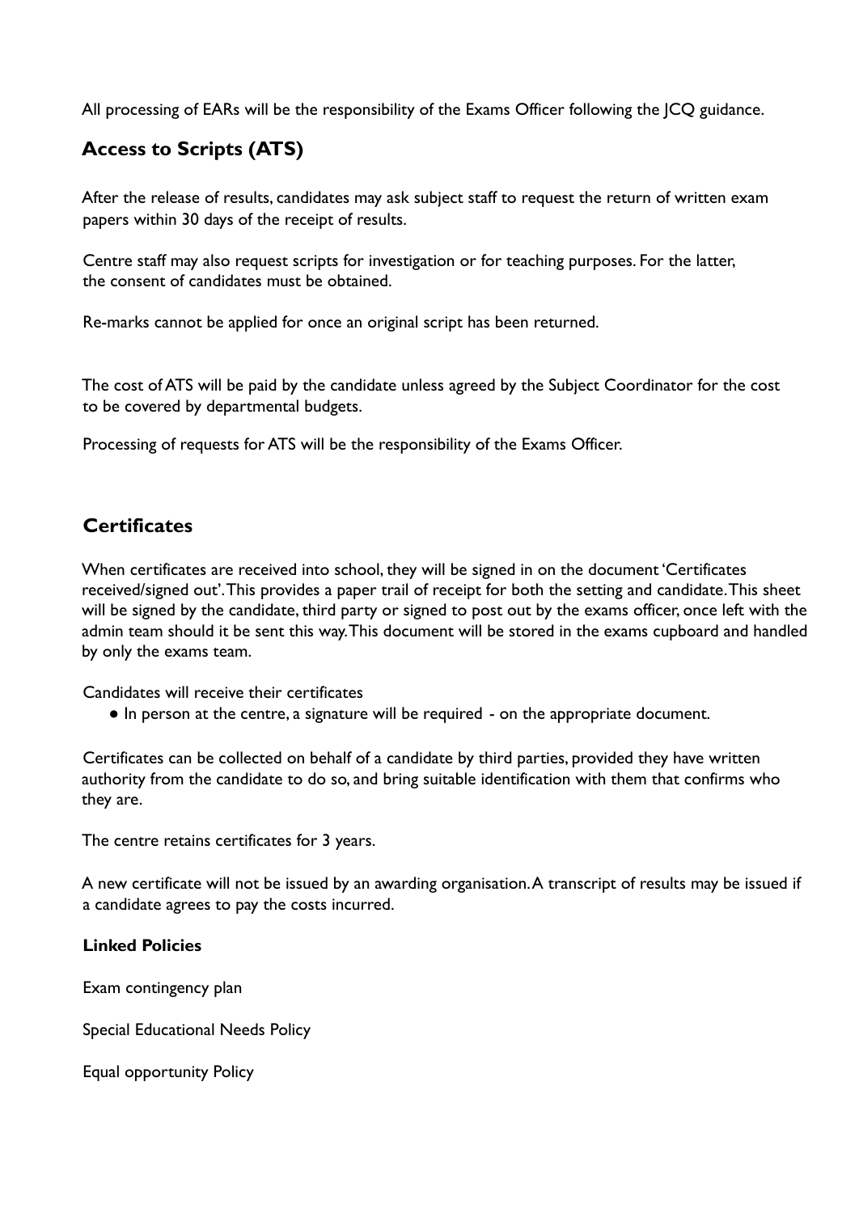All processing of EARs will be the responsibility of the Exams Officer following the JCQ guidance.

## Access to Scripts (ATS)

After the release of results, candidates may ask subject staff to request the return of written exam papers within 30 days of the receipt of results.

Centre staff may also request scripts for investigation or for teaching purposes. For the latter, the consent of candidates must be obtained.

Re-marks cannot be applied for once an original script has been returned.

The cost of ATS will be paid by the candidate unless agreed by the Subject Coordinator for the cost to be covered by departmental budgets.

Processing of requests for ATS will be the responsibility of the Exams Officer.

## Certificates

When certificates are received into school, they will be signed in on the document 'Certificates received/signed out'. This provides a paper trail of receipt for both the setting and candidate. This sheet will be signed by the candidate, third party or signed to post out by the exams officer, once left with the admin team should it be sent this way. This document will be stored in the exams cupboard and handled by only the exams team.

Candidates will receive their certificates

- In person at the centre, a signature will be required - on the appropriate document.

Certificates can be collected on behalf of a candidate by third parties, provided they have written authority from the candidate to do so, and bring suitable identification with them that confirms who they are.

The centre retains certificates for 3 years.

A new certificate will not be issued by an awarding organisation. A transcript of results may be issued if a candidate agrees to pay the costs incurred.

**Linked Policies**

Exam contingency plan

Special Educational Needs Policy

Equal opportunity Policy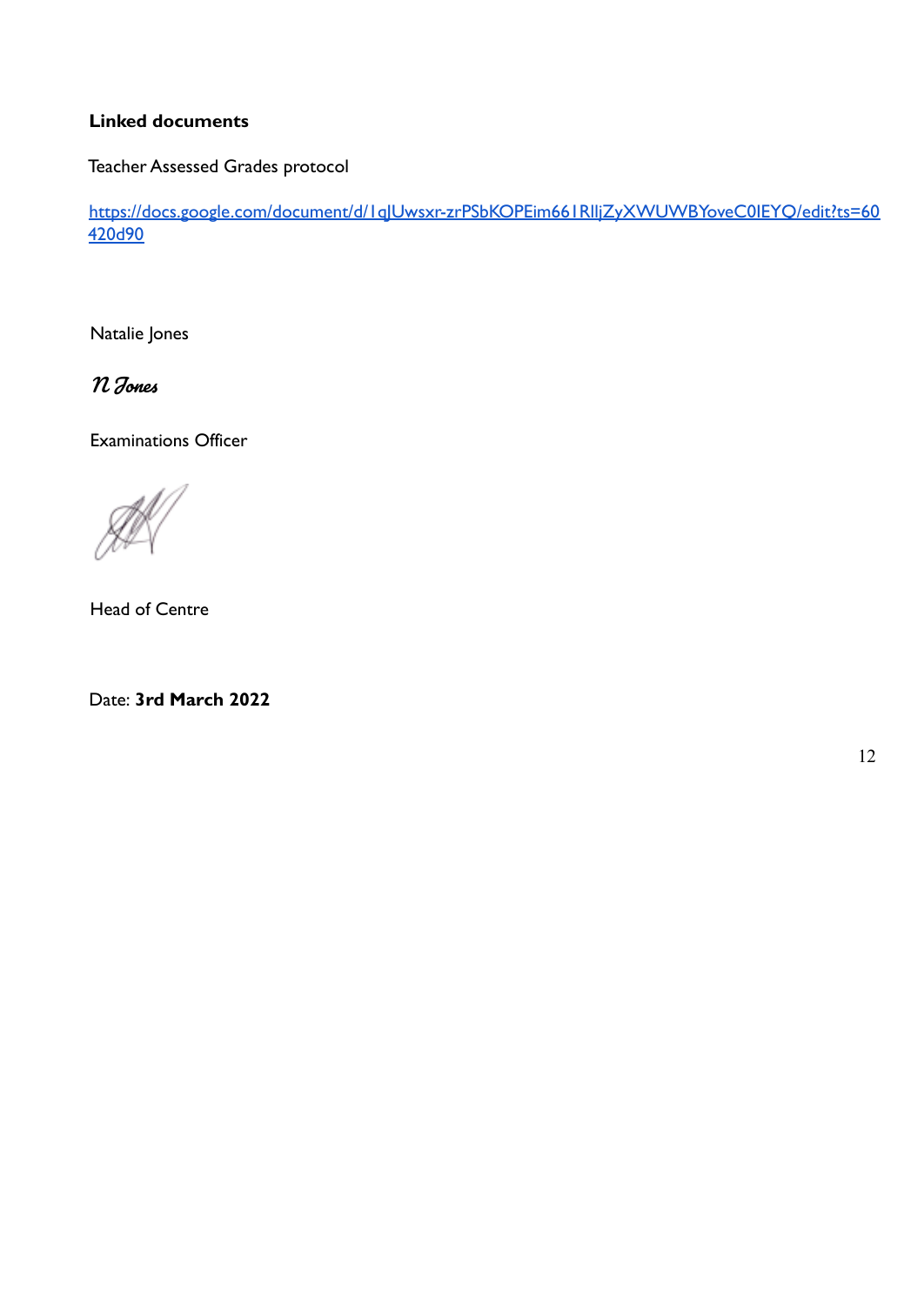**Linked documents**

Teacher Assessed Grades protocol

https://docs.google.com/document/d/1qJUwsxr-zrPSbKOPEim661RlljZyXWUWBYoveC0IEYQ/edit?ts=60420d90

Natalie Jones

*N Jones*

Examinations Officer

Head of Centre

Date: **3rd March 2022**